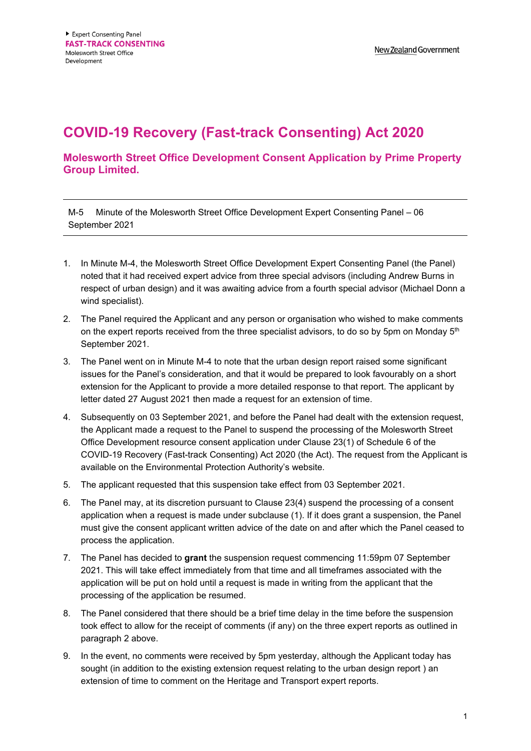# COVID-19 Recovery (Fast-track Consenting) Act 2020

## Molesworth Street Office Development Consent Application by Prime Property Group Limited.

M-5 Minute of the Molesworth Street Office Development Expert Consenting Panel – 06 September 2021

1. In Minute M-4, the Molesworth Street Office Development Expert Consenting Panel (the Panel) noted that it had received expert advice from three special advisors (including Andrew Burns in respect of urban design) and it was awaiting advice from a fourth special advisor (Michael Donn a wind specialist).
2. The Panel required the Applicant and any person or organisation who wished to make comments on the expert reports received from the three specialist advisors, to do so by 5pm on Monday 5th September 2021.
3. The Panel went on in Minute M-4 to note that the urban design report raised some significant issues for the Panel's consideration, and that it would be prepared to look favourably on a short extension for the Applicant to provide a more detailed response to that report. The applicant by letter dated 27 August 2021 then made a request for an extension of time.
4. Subsequently on 03 September 2021, and before the Panel had dealt with the extension request, the Applicant made a request to the Panel to suspend the processing of the Molesworth Street Office Development resource consent application under Clause 23(1) of Schedule 6 of the COVID-19 Recovery (Fast-track Consenting) Act 2020 (the Act). The request from the Applicant is available on the Environmental Protection Authority's website.
5. The applicant requested that this suspension take effect from 03 September 2021.
6. The Panel may, at its discretion pursuant to Clause 23(4) suspend the processing of a consent application when a request is made under subclause (1). If it does grant a suspension, the Panel must give the consent applicant written advice of the date on and after which the Panel ceased to process the application.
7. The Panel has decided to **grant** the suspension request commencing 11:59pm 07 September 2021. This will take effect immediately from that time and all timeframes associated with the application will be put on hold until a request is made in writing from the applicant that the processing of the application be resumed.
8. The Panel considered that there should be a brief time delay in the time before the suspension took effect to allow for the receipt of comments (if any) on the three expert reports as outlined in paragraph 2 above.
9. In the event, no comments were received by 5pm yesterday, although the Applicant today has sought (in addition to the existing extension request relating to the urban design report ) an extension of time to comment on the Heritage and Transport expert reports.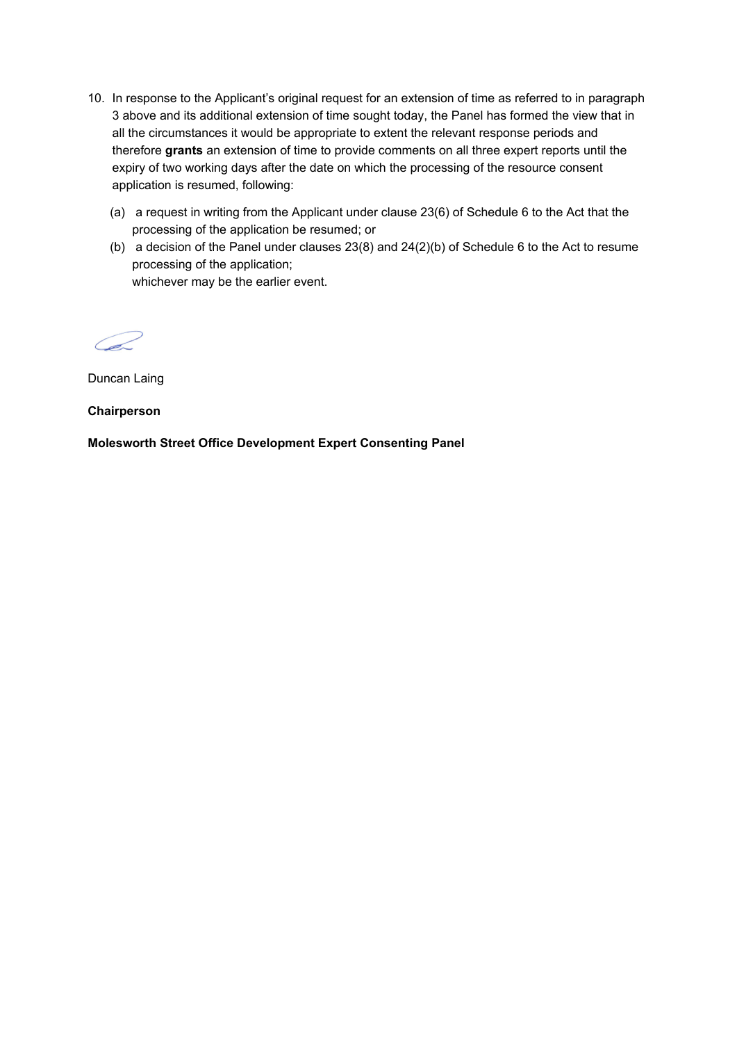10. In response to the Applicant's original request for an extension of time as referred to in paragraph 3 above and its additional extension of time sought today, the Panel has formed the view that in all the circumstances it would be appropriate to extent the relevant response periods and therefore **grants** an extension of time to provide comments on all three expert reports until the expiry of two working days after the date on which the processing of the resource consent application is resumed, following:

    (a) a request in writing from the Applicant under clause 23(6) of Schedule 6 to the Act that the processing of the application be resumed; or

    (b) a decision of the Panel under clauses 23(8) and 24(2)(b) of Schedule 6 to the Act to resume processing of the application;

    whichever may be the earlier event.

Duncan Laing

**Chairperson**

**Molesworth Street Office Development Expert Consenting Panel**